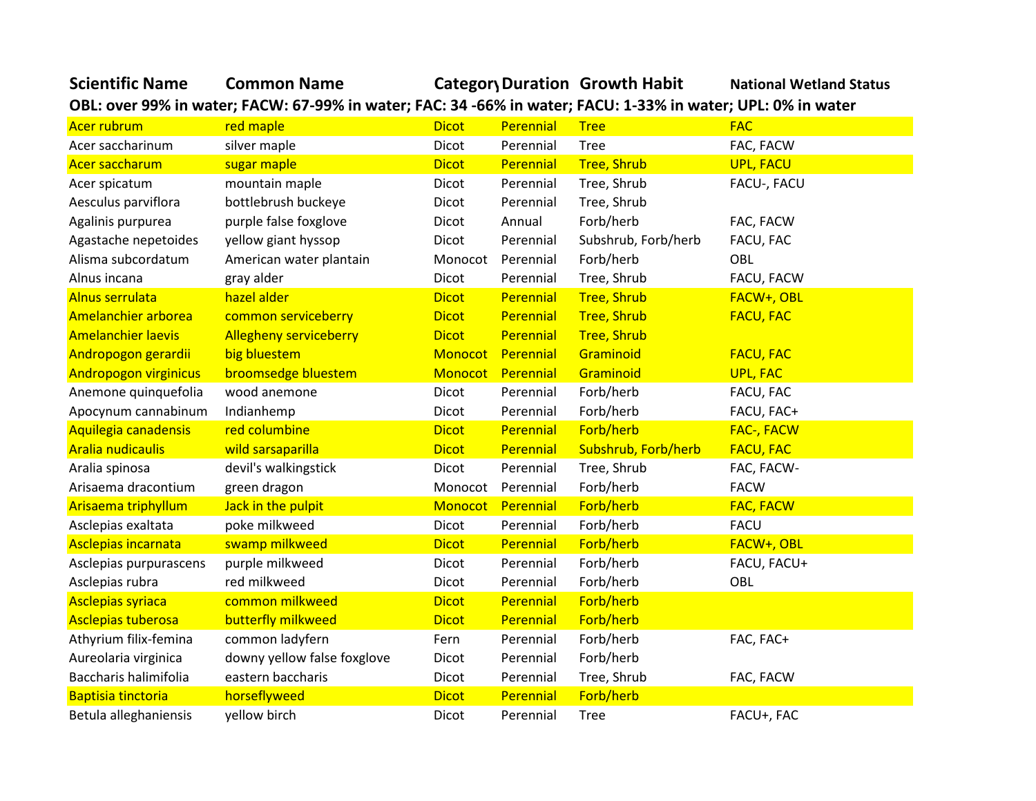| Scientific Name | Common Name | Category | Duration | Growth Habit | National Wetland Status |
|---|---|---|---|---|---|
| OBL: over 99% in water; FACW: 67-99% in water; FAC: 34 -66% in water; FACU: 1-33% in water; UPL: 0% in water | | | | | |
| Acer rubrum | red maple | Dicot | Perennial | Tree | FAC |
| Acer saccharinum | silver maple | Dicot | Perennial | Tree | FAC, FACW |
| Acer saccharum | sugar maple | Dicot | Perennial | Tree, Shrub | UPL, FACU |
| Acer spicatum | mountain maple | Dicot | Perennial | Tree, Shrub | FACU-, FACU |
| Aesculus parviflora | bottlebrush buckeye | Dicot | Perennial | Tree, Shrub | |
| Agalinis purpurea | purple false foxglove | Dicot | Annual | Forb/herb | FAC, FACW |
| Agastache nepetoides | yellow giant hyssop | Dicot | Perennial | Subshrub, Forb/herb | FACU, FAC |
| Alisma subcordatum | American water plantain | Monocot | Perennial | Forb/herb | OBL |
| Alnus incana | gray alder | Dicot | Perennial | Tree, Shrub | FACU, FACW |
| Alnus serrulata | hazel alder | Dicot | Perennial | Tree, Shrub | FACW+, OBL |
| Amelanchier arborea | common serviceberry | Dicot | Perennial | Tree, Shrub | FACU, FAC |
| Amelanchier laevis | Allegheny serviceberry | Dicot | Perennial | Tree, Shrub | |
| Andropogon gerardii | big bluestem | Monocot | Perennial | Graminoid | FACU, FAC |
| Andropogon virginicus | broomsedge bluestem | Monocot | Perennial | Graminoid | UPL, FAC |
| Anemone quinquefolia | wood anemone | Dicot | Perennial | Forb/herb | FACU, FAC |
| Apocynum cannabinum | Indianhemp | Dicot | Perennial | Forb/herb | FACU, FAC+ |
| Aquilegia canadensis | red columbine | Dicot | Perennial | Forb/herb | FAC-, FACW |
| Aralia nudicaulis | wild sarsaparilla | Dicot | Perennial | Subshrub, Forb/herb | FACU, FAC |
| Aralia spinosa | devil's walkingstick | Dicot | Perennial | Tree, Shrub | FAC, FACW- |
| Arisaema dracontium | green dragon | Monocot | Perennial | Forb/herb | FACW |
| Arisaema triphyllum | Jack in the pulpit | Monocot | Perennial | Forb/herb | FAC, FACW |
| Asclepias exaltata | poke milkweed | Dicot | Perennial | Forb/herb | FACU |
| Asclepias incarnata | swamp milkweed | Dicot | Perennial | Forb/herb | FACW+, OBL |
| Asclepias purpurascens | purple milkweed | Dicot | Perennial | Forb/herb | FACU, FACU+ |
| Asclepias rubra | red milkweed | Dicot | Perennial | Forb/herb | OBL |
| Asclepias syriaca | common milkweed | Dicot | Perennial | Forb/herb | |
| Asclepias tuberosa | butterfly milkweed | Dicot | Perennial | Forb/herb | |
| Athyrium filix-femina | common ladyfern | Fern | Perennial | Forb/herb | FAC, FAC+ |
| Aureolaria virginica | downy yellow false foxglove | Dicot | Perennial | Forb/herb | |
| Baccharis halimifolia | eastern baccharis | Dicot | Perennial | Tree, Shrub | FAC, FACW |
| Baptisia tinctoria | horseflyweed | Dicot | Perennial | Forb/herb | |
| Betula alleghaniensis | yellow birch | Dicot | Perennial | Tree | FACU+, FAC |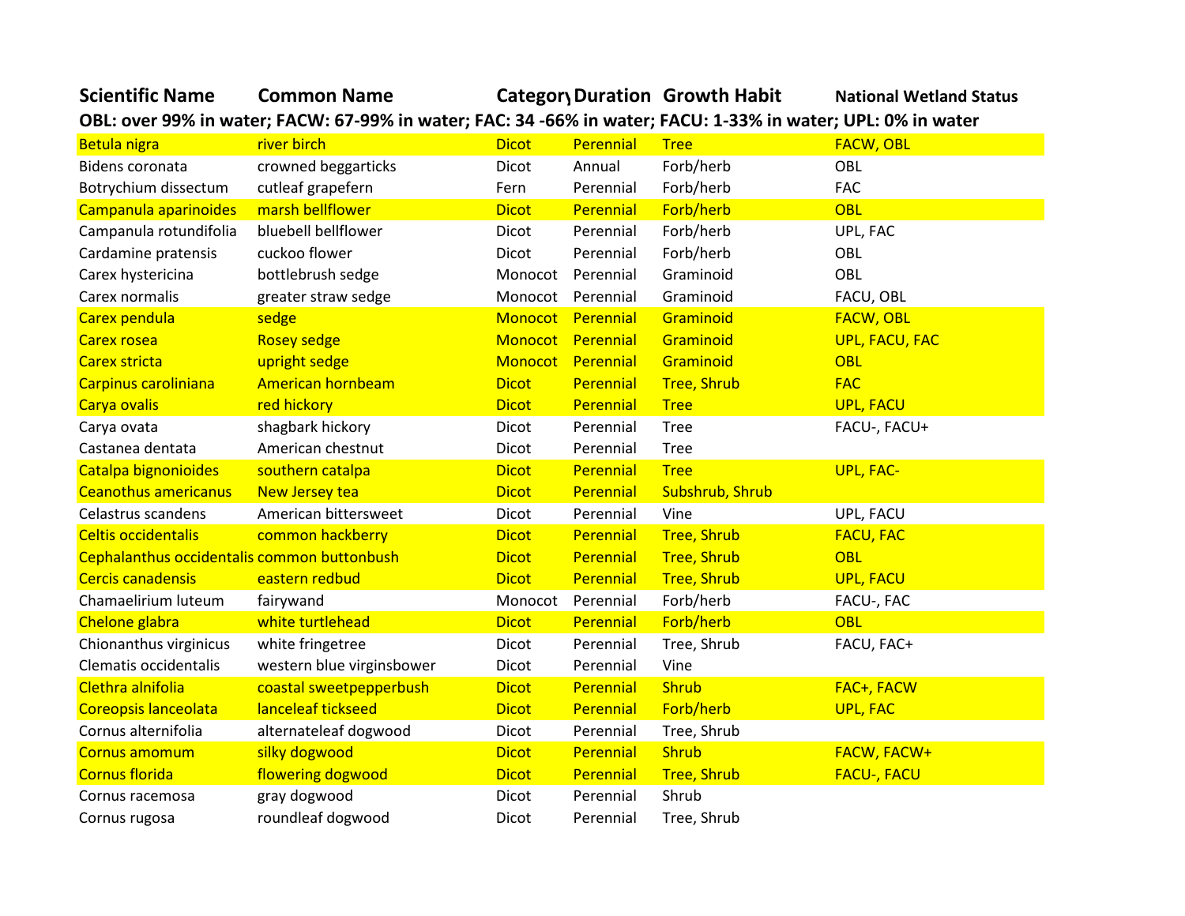| Scientific Name | Common Name | Category | Duration | Growth Habit | National Wetland Status |
|---|---|---|---|---|---|
| OBL: over 99% in water; FACW: 67-99% in water; FAC: 34 -66% in water; FACU: 1-33% in water; UPL: 0% in water | | | | | |
| Betula nigra | river birch | Dicot | Perennial | Tree | FACW, OBL |
| Bidens coronata | crowned beggarticks | Dicot | Annual | Forb/herb | OBL |
| Botrychium dissectum | cutleaf grapefern | Fern | Perennial | Forb/herb | FAC |
| Campanula aparinoides | marsh bellflower | Dicot | Perennial | Forb/herb | OBL |
| Campanula rotundifolia | bluebell bellflower | Dicot | Perennial | Forb/herb | UPL, FAC |
| Cardamine pratensis | cuckoo flower | Dicot | Perennial | Forb/herb | OBL |
| Carex hystericina | bottlebrush sedge | Monocot | Perennial | Graminoid | OBL |
| Carex normalis | greater straw sedge | Monocot | Perennial | Graminoid | FACU, OBL |
| Carex pendula | sedge | Monocot | Perennial | Graminoid | FACW, OBL |
| Carex rosea | Rosey sedge | Monocot | Perennial | Graminoid | UPL, FACU, FAC |
| Carex stricta | upright sedge | Monocot | Perennial | Graminoid | OBL |
| Carpinus caroliniana | American hornbeam | Dicot | Perennial | Tree, Shrub | FAC |
| Carya ovalis | red hickory | Dicot | Perennial | Tree | UPL, FACU |
| Carya ovata | shagbark hickory | Dicot | Perennial | Tree | FACU-, FACU+ |
| Castanea dentata | American chestnut | Dicot | Perennial | Tree | |
| Catalpa bignonioides | southern catalpa | Dicot | Perennial | Tree | UPL, FAC- |
| Ceanothus americanus | New Jersey tea | Dicot | Perennial | Subshrub, Shrub | |
| Celastrus scandens | American bittersweet | Dicot | Perennial | Vine | UPL, FACU |
| Celtis occidentalis | common hackberry | Dicot | Perennial | Tree, Shrub | FACU, FAC |
| Cephalanthus occidentalis | common buttonbush | Dicot | Perennial | Tree, Shrub | OBL |
| Cercis canadensis | eastern redbud | Dicot | Perennial | Tree, Shrub | UPL, FACU |
| Chamaelirium luteum | fairywand | Monocot | Perennial | Forb/herb | FACU-, FAC |
| Chelone glabra | white turtlehead | Dicot | Perennial | Forb/herb | OBL |
| Chionanthus virginicus | white fringetree | Dicot | Perennial | Tree, Shrub | FACU, FAC+ |
| Clematis occidentalis | western blue virginsbower | Dicot | Perennial | Vine | |
| Clethra alnifolia | coastal sweetpepperbush | Dicot | Perennial | Shrub | FAC+, FACW |
| Coreopsis lanceolata | lanceleaf tickseed | Dicot | Perennial | Forb/herb | UPL, FAC |
| Cornus alternifolia | alternateleaf dogwood | Dicot | Perennial | Tree, Shrub | |
| Cornus amomum | silky dogwood | Dicot | Perennial | Shrub | FACW, FACW+ |
| Cornus florida | flowering dogwood | Dicot | Perennial | Tree, Shrub | FACU-, FACU |
| Cornus racemosa | gray dogwood | Dicot | Perennial | Shrub | |
| Cornus rugosa | roundleaf dogwood | Dicot | Perennial | Tree, Shrub | |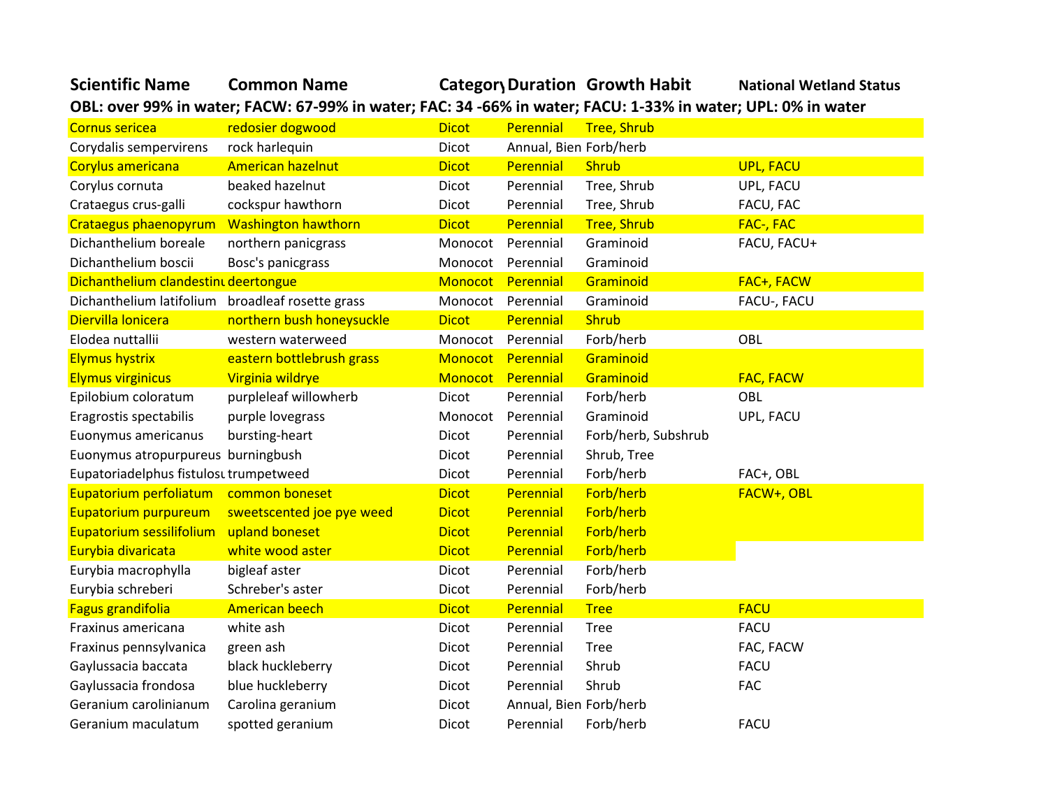| Scientific Name | Common Name | Category | Duration | Growth Habit | National Wetland Status |
|---|---|---|---|---|---|
| OBL: over 99% in water; FACW: 67-99% in water; FAC: 34 -66% in water; FACU: 1-33% in water; UPL: 0% in water | | | | | |
| Cornus sericea | redosier dogwood | Dicot | Perennial | Tree, Shrub | |
| Corydalis sempervirens | rock harlequin | Dicot | Annual, Bien | Forb/herb | |
| Corylus americana | American hazelnut | Dicot | Perennial | Shrub | UPL, FACU |
| Corylus cornuta | beaked hazelnut | Dicot | Perennial | Tree, Shrub | UPL, FACU |
| Crataegus crus-galli | cockspur hawthorn | Dicot | Perennial | Tree, Shrub | FACU, FAC |
| Crataegus phaenopyrum | Washington hawthorn | Dicot | Perennial | Tree, Shrub | FAC-, FAC |
| Dichanthelium boreale | northern panicgrass | Monocot | Perennial | Graminoid | FACU, FACU+ |
| Dichanthelium boscii | Bosc's panicgrass | Monocot | Perennial | Graminoid | |
| Dichanthelium clandestinu | deertongue | Monocot | Perennial | Graminoid | FAC+, FACW |
| Dichanthelium latifolium | broadleaf rosette grass | Monocot | Perennial | Graminoid | FACU-, FACU |
| Diervilla lonicera | northern bush honeysuckle | Dicot | Perennial | Shrub | |
| Elodea nuttallii | western waterweed | Monocot | Perennial | Forb/herb | OBL |
| Elymus hystrix | eastern bottlebrush grass | Monocot | Perennial | Graminoid | |
| Elymus virginicus | Virginia wildrye | Monocot | Perennial | Graminoid | FAC, FACW |
| Epilobium coloratum | purpleleaf willowherb | Dicot | Perennial | Forb/herb | OBL |
| Eragrostis spectabilis | purple lovegrass | Monocot | Perennial | Graminoid | UPL, FACU |
| Euonymus americanus | bursting-heart | Dicot | Perennial | Forb/herb, Subshrub | |
| Euonymus atropurpureus | burningbush | Dicot | Perennial | Shrub, Tree | |
| Eupatoriadelphus fistulosu | trumpetweed | Dicot | Perennial | Forb/herb | FAC+, OBL |
| Eupatorium perfoliatum | common boneset | Dicot | Perennial | Forb/herb | FACW+, OBL |
| Eupatorium purpureum | sweetscented joe pye weed | Dicot | Perennial | Forb/herb | |
| Eupatorium sessilifolium | upland boneset | Dicot | Perennial | Forb/herb | |
| Eurybia divaricata | white wood aster | Dicot | Perennial | Forb/herb | |
| Eurybia macrophylla | bigleaf aster | Dicot | Perennial | Forb/herb | |
| Eurybia schreberi | Schreber's aster | Dicot | Perennial | Forb/herb | |
| Fagus grandifolia | American beech | Dicot | Perennial | Tree | FACU |
| Fraxinus americana | white ash | Dicot | Perennial | Tree | FACU |
| Fraxinus pennsylvanica | green ash | Dicot | Perennial | Tree | FAC, FACW |
| Gaylussacia baccata | black huckleberry | Dicot | Perennial | Shrub | FACU |
| Gaylussacia frondosa | blue huckleberry | Dicot | Perennial | Shrub | FAC |
| Geranium carolinianum | Carolina geranium | Dicot | Annual, Bien | Forb/herb | |
| Geranium maculatum | spotted geranium | Dicot | Perennial | Forb/herb | FACU |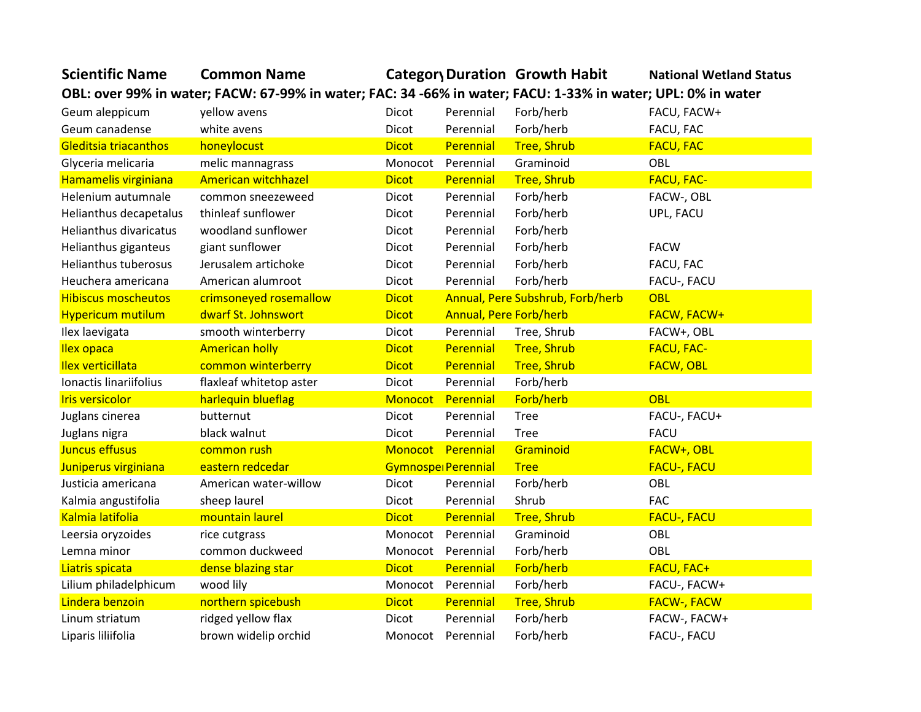| Scientific Name | Common Name | Category | Duration | Growth Habit | National Wetland Status |
|---|---|---|---|---|---|
| OBL: over 99% in water; FACW: 67-99% in water; FAC: 34 -66% in water; FACU: 1-33% in water; UPL: 0% in water | | | | | |
| Geum aleppicum | yellow avens | Dicot | Perennial | Forb/herb | FACU, FACW+ |
| Geum canadense | white avens | Dicot | Perennial | Forb/herb | FACU, FAC |
| Gleditsia triacanthos | honeylocust | Dicot | Perennial | Tree, Shrub | FACU, FAC |
| Glyceria melicaria | melic mannagrass | Monocot | Perennial | Graminoid | OBL |
| Hamamelis virginiana | American witchhazel | Dicot | Perennial | Tree, Shrub | FACU, FAC- |
| Helenium autumnale | common sneezeweed | Dicot | Perennial | Forb/herb | FACW-, OBL |
| Helianthus decapetalus | thinleaf sunflower | Dicot | Perennial | Forb/herb | UPL, FACU |
| Helianthus divaricatus | woodland sunflower | Dicot | Perennial | Forb/herb | |
| Helianthus giganteus | giant sunflower | Dicot | Perennial | Forb/herb | FACW |
| Helianthus tuberosus | Jerusalem artichoke | Dicot | Perennial | Forb/herb | FACU, FAC |
| Heuchera americana | American alumroot | Dicot | Perennial | Forb/herb | FACU-, FACU |
| Hibiscus moscheutos | crimsoneyed rosemallow | Dicot | Annual, Pere | Subshrub, Forb/herb | OBL |
| Hypericum mutilum | dwarf St. Johnswort | Dicot | Annual, Pere | Forb/herb | FACW, FACW+ |
| Ilex laevigata | smooth winterberry | Dicot | Perennial | Tree, Shrub | FACW+, OBL |
| Ilex opaca | American holly | Dicot | Perennial | Tree, Shrub | FACU, FAC- |
| Ilex verticillata | common winterberry | Dicot | Perennial | Tree, Shrub | FACW, OBL |
| Ionactis linariifolius | flaxleaf whitetop aster | Dicot | Perennial | Forb/herb | |
| Iris versicolor | harlequin blueflag | Monocot | Perennial | Forb/herb | OBL |
| Juglans cinerea | butternut | Dicot | Perennial | Tree | FACU-, FACU+ |
| Juglans nigra | black walnut | Dicot | Perennial | Tree | FACU |
| Juncus effusus | common rush | Monocot | Perennial | Graminoid | FACW+, OBL |
| Juniperus virginiana | eastern redcedar | Gymnospe | Perennial | Tree | FACU-, FACU |
| Justicia americana | American water-willow | Dicot | Perennial | Forb/herb | OBL |
| Kalmia angustifolia | sheep laurel | Dicot | Perennial | Shrub | FAC |
| Kalmia latifolia | mountain laurel | Dicot | Perennial | Tree, Shrub | FACU-, FACU |
| Leersia oryzoides | rice cutgrass | Monocot | Perennial | Graminoid | OBL |
| Lemna minor | common duckweed | Monocot | Perennial | Forb/herb | OBL |
| Liatris spicata | dense blazing star | Dicot | Perennial | Forb/herb | FACU, FAC+ |
| Lilium philadelphicum | wood lily | Monocot | Perennial | Forb/herb | FACU-, FACW+ |
| Lindera benzoin | northern spicebush | Dicot | Perennial | Tree, Shrub | FACW-, FACW |
| Linum striatum | ridged yellow flax | Dicot | Perennial | Forb/herb | FACW-, FACW+ |
| Liparis liliifolia | brown widelip orchid | Monocot | Perennial | Forb/herb | FACU-, FACU |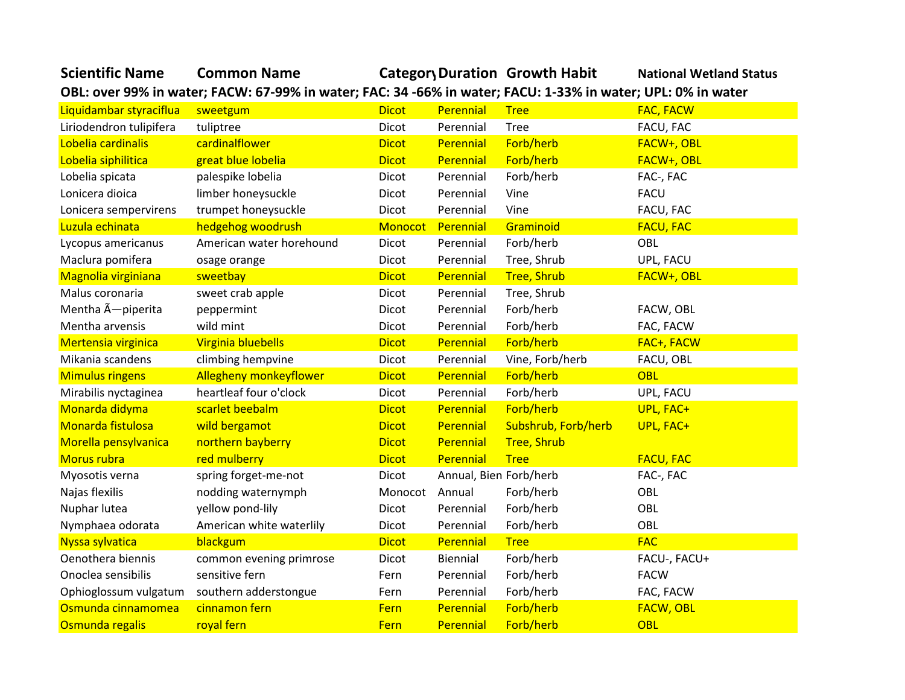| Scientific Name | Common Name | Category | Duration | Growth Habit | National Wetland Status |
|---|---|---|---|---|---|
| OBL: over 99% in water; FACW: 67-99% in water; FAC: 34 -66% in water; FACU: 1-33% in water; UPL: 0% in water | | | | | |
| Liquidambar styraciflua | sweetgum | Dicot | Perennial | Tree | FAC, FACW |
| Liriodendron tulipifera | tuliptree | Dicot | Perennial | Tree | FACU, FAC |
| Lobelia cardinalis | cardinalflower | Dicot | Perennial | Forb/herb | FACW+, OBL |
| Lobelia siphilitica | great blue lobelia | Dicot | Perennial | Forb/herb | FACW+, OBL |
| Lobelia spicata | palespike lobelia | Dicot | Perennial | Forb/herb | FAC-, FAC |
| Lonicera dioica | limber honeysuckle | Dicot | Perennial | Vine | FACU |
| Lonicera sempervirens | trumpet honeysuckle | Dicot | Perennial | Vine | FACU, FAC |
| Luzula echinata | hedgehog woodrush | Monocot | Perennial | Graminoid | FACU, FAC |
| Lycopus americanus | American water horehound | Dicot | Perennial | Forb/herb | OBL |
| Maclura pomifera | osage orange | Dicot | Perennial | Tree, Shrub | UPL, FACU |
| Magnolia virginiana | sweetbay | Dicot | Perennial | Tree, Shrub | FACW+, OBL |
| Malus coronaria | sweet crab apple | Dicot | Perennial | Tree, Shrub | |
| Mentha Ã—piperita | peppermint | Dicot | Perennial | Forb/herb | FACW, OBL |
| Mentha arvensis | wild mint | Dicot | Perennial | Forb/herb | FAC, FACW |
| Mertensia virginica | Virginia bluebells | Dicot | Perennial | Forb/herb | FAC+, FACW |
| Mikania scandens | climbing hempvine | Dicot | Perennial | Vine, Forb/herb | FACU, OBL |
| Mimulus ringens | Allegheny monkeyflower | Dicot | Perennial | Forb/herb | OBL |
| Mirabilis nyctaginea | heartleaf four o'clock | Dicot | Perennial | Forb/herb | UPL, FACU |
| Monarda didyma | scarlet beebalm | Dicot | Perennial | Forb/herb | UPL, FAC+ |
| Monarda fistulosa | wild bergamot | Dicot | Perennial | Subshrub, Forb/herb | UPL, FAC+ |
| Morella pensylvanica | northern bayberry | Dicot | Perennial | Tree, Shrub | |
| Morus rubra | red mulberry | Dicot | Perennial | Tree | FACU, FAC |
| Myosotis verna | spring forget-me-not | Dicot | Annual, Bien | Forb/herb | FAC-, FAC |
| Najas flexilis | nodding waternymph | Monocot | Annual | Forb/herb | OBL |
| Nuphar lutea | yellow pond-lily | Dicot | Perennial | Forb/herb | OBL |
| Nymphaea odorata | American white waterlily | Dicot | Perennial | Forb/herb | OBL |
| Nyssa sylvatica | blackgum | Dicot | Perennial | Tree | FAC |
| Oenothera biennis | common evening primrose | Dicot | Biennial | Forb/herb | FACU-, FACU+ |
| Onoclea sensibilis | sensitive fern | Fern | Perennial | Forb/herb | FACW |
| Ophioglossum vulgatum | southern adderstongue | Fern | Perennial | Forb/herb | FAC, FACW |
| Osmunda cinnamomea | cinnamon fern | Fern | Perennial | Forb/herb | FACW, OBL |
| Osmunda regalis | royal fern | Fern | Perennial | Forb/herb | OBL |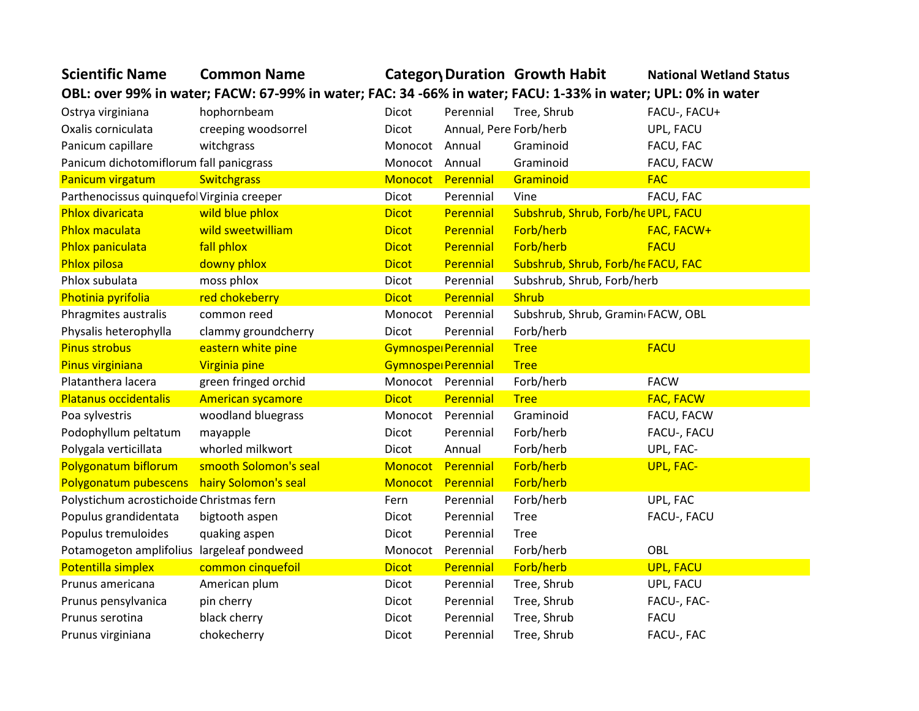| Scientific Name | Common Name | Category | Duration | Growth Habit | National Wetland Status |
|---|---|---|---|---|---|
| OBL: over 99% in water; FACW: 67-99% in water; FAC: 34 -66% in water; FACU: 1-33% in water; UPL: 0% in water | | | | | |
| Ostrya virginiana | hophornbeam | Dicot | Perennial | Tree, Shrub | FACU-, FACU+ |
| Oxalis corniculata | creeping woodsorrel | Dicot | Annual, Pere | Forb/herb | UPL, FACU |
| Panicum capillare | witchgrass | Monocot | Annual | Graminoid | FACU, FAC |
| Panicum dichotomiflorum | fall panicgrass | Monocot | Annual | Graminoid | FACU, FACW |
| Panicum virgatum | Switchgrass | Monocot | Perennial | Graminoid | FAC |
| Parthenocissus quinquefol | Virginia creeper | Dicot | Perennial | Vine | FACU, FAC |
| Phlox divaricata | wild blue phlox | Dicot | Perennial | Subshrub, Shrub, Forb/he | UPL, FACU |
| Phlox maculata | wild sweetwilliam | Dicot | Perennial | Forb/herb | FAC, FACW+ |
| Phlox paniculata | fall phlox | Dicot | Perennial | Forb/herb | FACU |
| Phlox pilosa | downy phlox | Dicot | Perennial | Subshrub, Shrub, Forb/he | FACU, FAC |
| Phlox subulata | moss phlox | Dicot | Perennial | Subshrub, Shrub, Forb/herb | |
| Photinia pyrifolia | red chokeberry | Dicot | Perennial | Shrub | |
| Phragmites australis | common reed | Monocot | Perennial | Subshrub, Shrub, Gramin | FACW, OBL |
| Physalis heterophylla | clammy groundcherry | Dicot | Perennial | Forb/herb | |
| Pinus strobus | eastern white pine | Gymnospe | Perennial | Tree | FACU |
| Pinus virginiana | Virginia pine | Gymnospe | Perennial | Tree | |
| Platanthera lacera | green fringed orchid | Monocot | Perennial | Forb/herb | FACW |
| Platanus occidentalis | American sycamore | Dicot | Perennial | Tree | FAC, FACW |
| Poa sylvestris | woodland bluegrass | Monocot | Perennial | Graminoid | FACU, FACW |
| Podophyllum peltatum | mayapple | Dicot | Perennial | Forb/herb | FACU-, FACU |
| Polygala verticillata | whorled milkwort | Dicot | Annual | Forb/herb | UPL, FAC- |
| Polygonatum biflorum | smooth Solomon's seal | Monocot | Perennial | Forb/herb | UPL, FAC- |
| Polygonatum pubescens | hairy Solomon's seal | Monocot | Perennial | Forb/herb | |
| Polystichum acrostichoide | Christmas fern | Fern | Perennial | Forb/herb | UPL, FAC |
| Populus grandidentata | bigtooth aspen | Dicot | Perennial | Tree | FACU-, FACU |
| Populus tremuloides | quaking aspen | Dicot | Perennial | Tree | |
| Potamogeton amplifolius | largeleaf pondweed | Monocot | Perennial | Forb/herb | OBL |
| Potentilla simplex | common cinquefoil | Dicot | Perennial | Forb/herb | UPL, FACU |
| Prunus americana | American plum | Dicot | Perennial | Tree, Shrub | UPL, FACU |
| Prunus pensylvanica | pin cherry | Dicot | Perennial | Tree, Shrub | FACU-, FAC- |
| Prunus serotina | black cherry | Dicot | Perennial | Tree, Shrub | FACU |
| Prunus virginiana | chokecherry | Dicot | Perennial | Tree, Shrub | FACU-, FAC |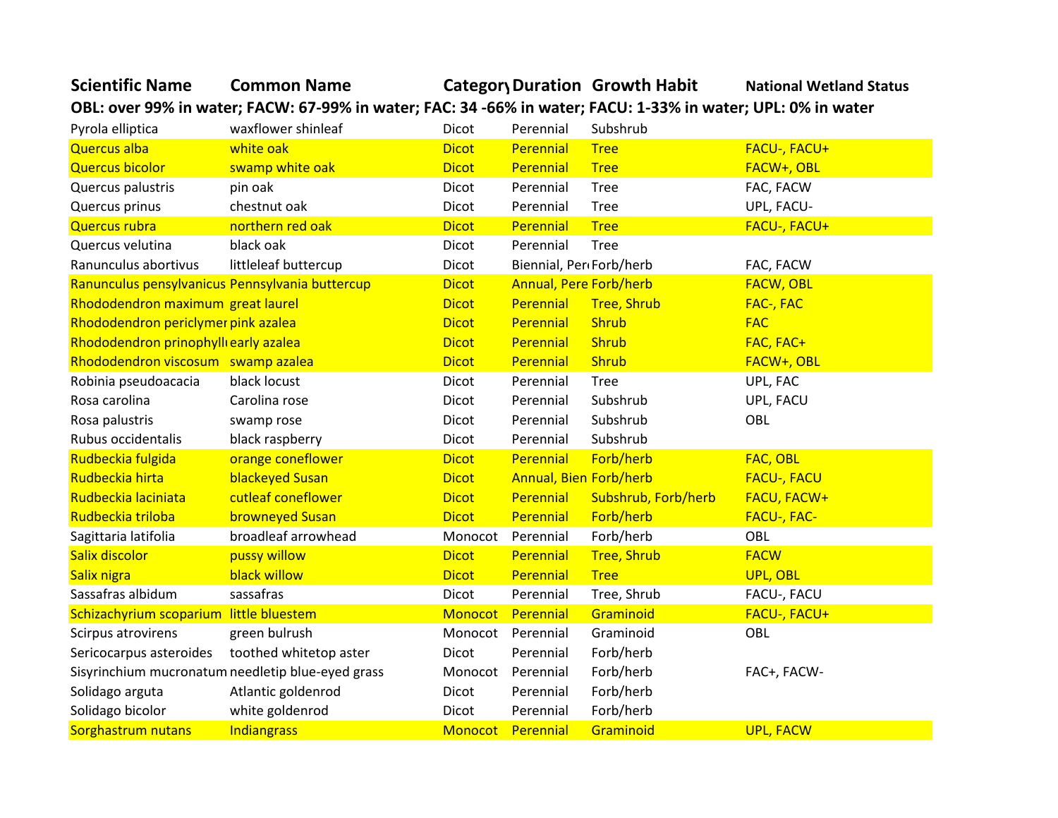| Scientific Name | Common Name | Category | Duration | Growth Habit | National Wetland Status |
|---|---|---|---|---|---|
| OBL: over 99% in water; FACW: 67-99% in water; FAC: 34 -66% in water; FACU: 1-33% in water; UPL: 0% in water | | | | | |
| Pyrola elliptica | waxflower shinleaf | Dicot | Perennial | Subshrub | |
| Quercus alba | white oak | Dicot | Perennial | Tree | FACU-, FACU+ |
| Quercus bicolor | swamp white oak | Dicot | Perennial | Tree | FACW+, OBL |
| Quercus palustris | pin oak | Dicot | Perennial | Tree | FAC, FACW |
| Quercus prinus | chestnut oak | Dicot | Perennial | Tree | UPL, FACU- |
| Quercus rubra | northern red oak | Dicot | Perennial | Tree | FACU-, FACU+ |
| Quercus velutina | black oak | Dicot | Perennial | Tree | |
| Ranunculus abortivus | littleleaf buttercup | Dicot | Biennial, Pere | Forb/herb | FAC, FACW |
| Ranunculus pensylvanicus | Pennsylvania buttercup | Dicot | Annual, Pere | Forb/herb | FACW, OBL |
| Rhododendron maximum | great laurel | Dicot | Perennial | Tree, Shrub | FAC-, FAC |
| Rhododendron periclymer | pink azalea | Dicot | Perennial | Shrub | FAC |
| Rhododendron prinophyll | early azalea | Dicot | Perennial | Shrub | FAC, FAC+ |
| Rhododendron viscosum | swamp azalea | Dicot | Perennial | Shrub | FACW+, OBL |
| Robinia pseudoacacia | black locust | Dicot | Perennial | Tree | UPL, FAC |
| Rosa carolina | Carolina rose | Dicot | Perennial | Subshrub | UPL, FACU |
| Rosa palustris | swamp rose | Dicot | Perennial | Subshrub | OBL |
| Rubus occidentalis | black raspberry | Dicot | Perennial | Subshrub | |
| Rudbeckia fulgida | orange coneflower | Dicot | Perennial | Forb/herb | FAC, OBL |
| Rudbeckia hirta | blackeyed Susan | Dicot | Annual, Bien | Forb/herb | FACU-, FACU |
| Rudbeckia laciniata | cutleaf coneflower | Dicot | Perennial | Subshrub, Forb/herb | FACU, FACW+ |
| Rudbeckia triloba | browneyed Susan | Dicot | Perennial | Forb/herb | FACU-, FAC- |
| Sagittaria latifolia | broadleaf arrowhead | Monocot | Perennial | Forb/herb | OBL |
| Salix discolor | pussy willow | Dicot | Perennial | Tree, Shrub | FACW |
| Salix nigra | black willow | Dicot | Perennial | Tree | UPL, OBL |
| Sassafras albidum | sassafras | Dicot | Perennial | Tree, Shrub | FACU-, FACU |
| Schizachyrium scoparium | little bluestem | Monocot | Perennial | Graminoid | FACU-, FACU+ |
| Scirpus atrovirens | green bulrush | Monocot | Perennial | Graminoid | OBL |
| Sericocarpus asteroides | toothed whitetop aster | Dicot | Perennial | Forb/herb | |
| Sisyrinchium mucronatum | needletip blue-eyed grass | Monocot | Perennial | Forb/herb | FAC+, FACW- |
| Solidago arguta | Atlantic goldenrod | Dicot | Perennial | Forb/herb | |
| Solidago bicolor | white goldenrod | Dicot | Perennial | Forb/herb | |
| Sorghastrum nutans | Indiangrass | Monocot | Perennial | Graminoid | UPL, FACW |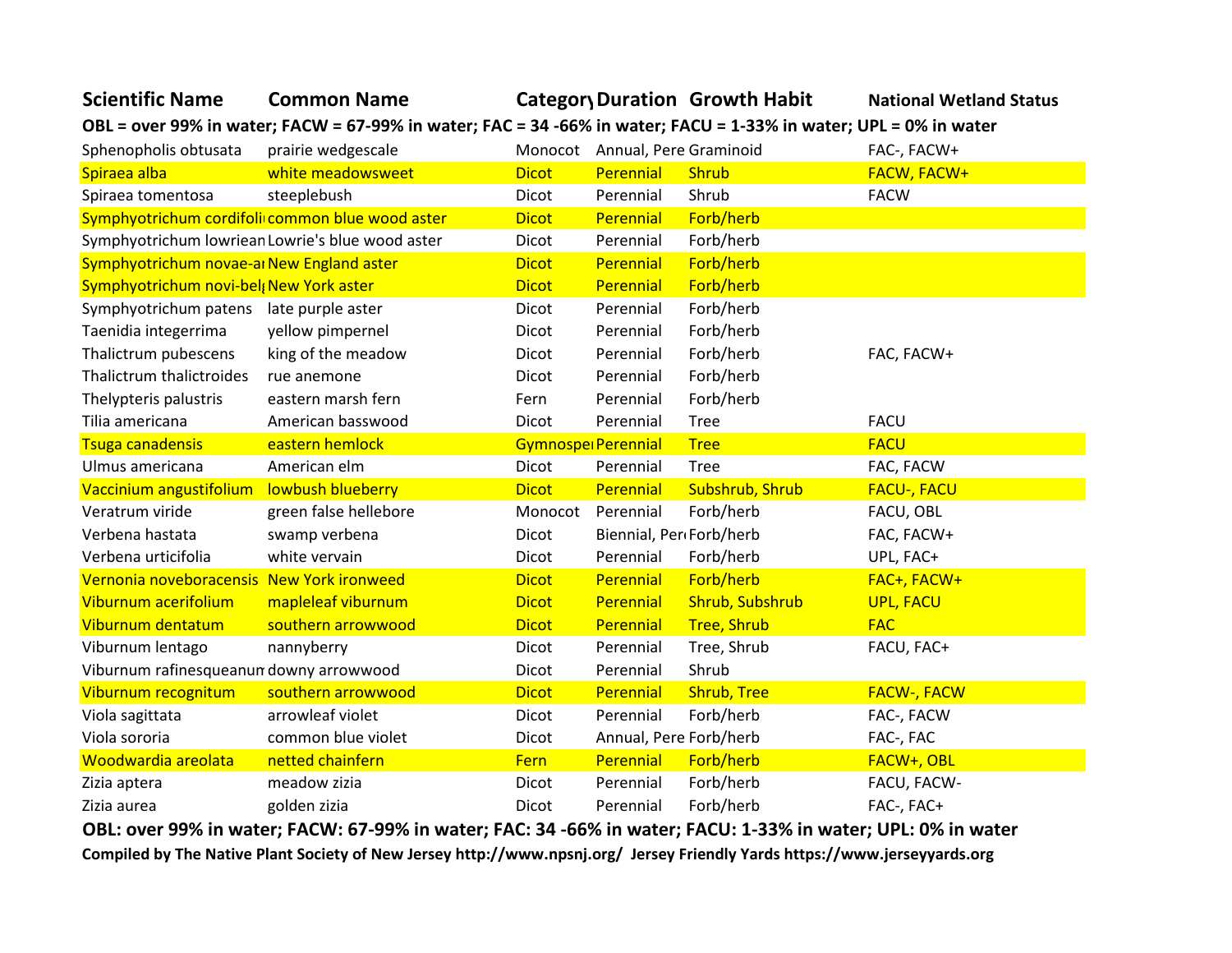| Scientific Name | Common Name | Category | Duration | Growth Habit | National Wetland Status |
|---|---|---|---|---|---|
| **OBL = over 99% in water; FACW = 67-99% in water; FAC = 34 -66% in water; FACU = 1-33% in water; UPL = 0% in water** | | | | | |
| Sphenopholis obtusata | prairie wedgescale | Monocot | Annual, Pere | Graminoid | FAC-, FACW+ |
| Spiraea alba | white meadowsweet | Dicot | Perennial | Shrub | FACW, FACW+ |
| Spiraea tomentosa | steeplebush | Dicot | Perennial | Shrub | FACW |
| Symphyotrichum cordifoli | common blue wood aster | Dicot | Perennial | Forb/herb | |
| Symphyotrichum lowriean | Lowrie's blue wood aster | Dicot | Perennial | Forb/herb | |
| Symphyotrichum novae-ar | New England aster | Dicot | Perennial | Forb/herb | |
| Symphyotrichum novi-bel | New York aster | Dicot | Perennial | Forb/herb | |
| Symphyotrichum patens | late purple aster | Dicot | Perennial | Forb/herb | |
| Taenidia integerrima | yellow pimpernel | Dicot | Perennial | Forb/herb | |
| Thalictrum pubescens | king of the meadow | Dicot | Perennial | Forb/herb | FAC, FACW+ |
| Thalictrum thalictroides | rue anemone | Dicot | Perennial | Forb/herb | |
| Thelypteris palustris | eastern marsh fern | Fern | Perennial | Forb/herb | |
| Tilia americana | American basswood | Dicot | Perennial | Tree | FACU |
| Tsuga canadensis | eastern hemlock | Gymnosper | Perennial | Tree | FACU |
| Ulmus americana | American elm | Dicot | Perennial | Tree | FAC, FACW |
| Vaccinium angustifolium | lowbush blueberry | Dicot | Perennial | Subshrub, Shrub | FACU-, FACU |
| Veratrum viride | green false hellebore | Monocot | Perennial | Forb/herb | FACU, OBL |
| Verbena hastata | swamp verbena | Dicot | Biennial, Per | Forb/herb | FAC, FACW+ |
| Verbena urticifolia | white vervain | Dicot | Perennial | Forb/herb | UPL, FAC+ |
| Vernonia noveboracensis | New York ironweed | Dicot | Perennial | Forb/herb | FAC+, FACW+ |
| Viburnum acerifolium | mapleleaf viburnum | Dicot | Perennial | Shrub, Subshrub | UPL, FACU |
| Viburnum dentatum | southern arrowwood | Dicot | Perennial | Tree, Shrub | FAC |
| Viburnum lentago | nannyberry | Dicot | Perennial | Tree, Shrub | FACU, FAC+ |
| Viburnum rafinesqueanum | downy arrowwood | Dicot | Perennial | Shrub | |
| Viburnum recognitum | southern arrowwood | Dicot | Perennial | Shrub, Tree | FACW-, FACW |
| Viola sagittata | arrowleaf violet | Dicot | Perennial | Forb/herb | FAC-, FACW |
| Viola sororia | common blue violet | Dicot | Annual, Pere | Forb/herb | FAC-, FAC |
| Woodwardia areolata | netted chainfern | Fern | Perennial | Forb/herb | FACW+, OBL |
| Zizia aptera | meadow zizia | Dicot | Perennial | Forb/herb | FACU, FACW- |
| Zizia aurea | golden zizia | Dicot | Perennial | Forb/herb | FAC-, FAC+ |

**OBL: over 99% in water; FACW: 67-99% in water; FAC: 34 -66% in water; FACU: 1-33% in water; UPL: 0% in water**

**Compiled by The Native Plant Society of New Jersey http://www.npsnj.org/ Jersey Friendly Yards https://www.jerseyyards.org**